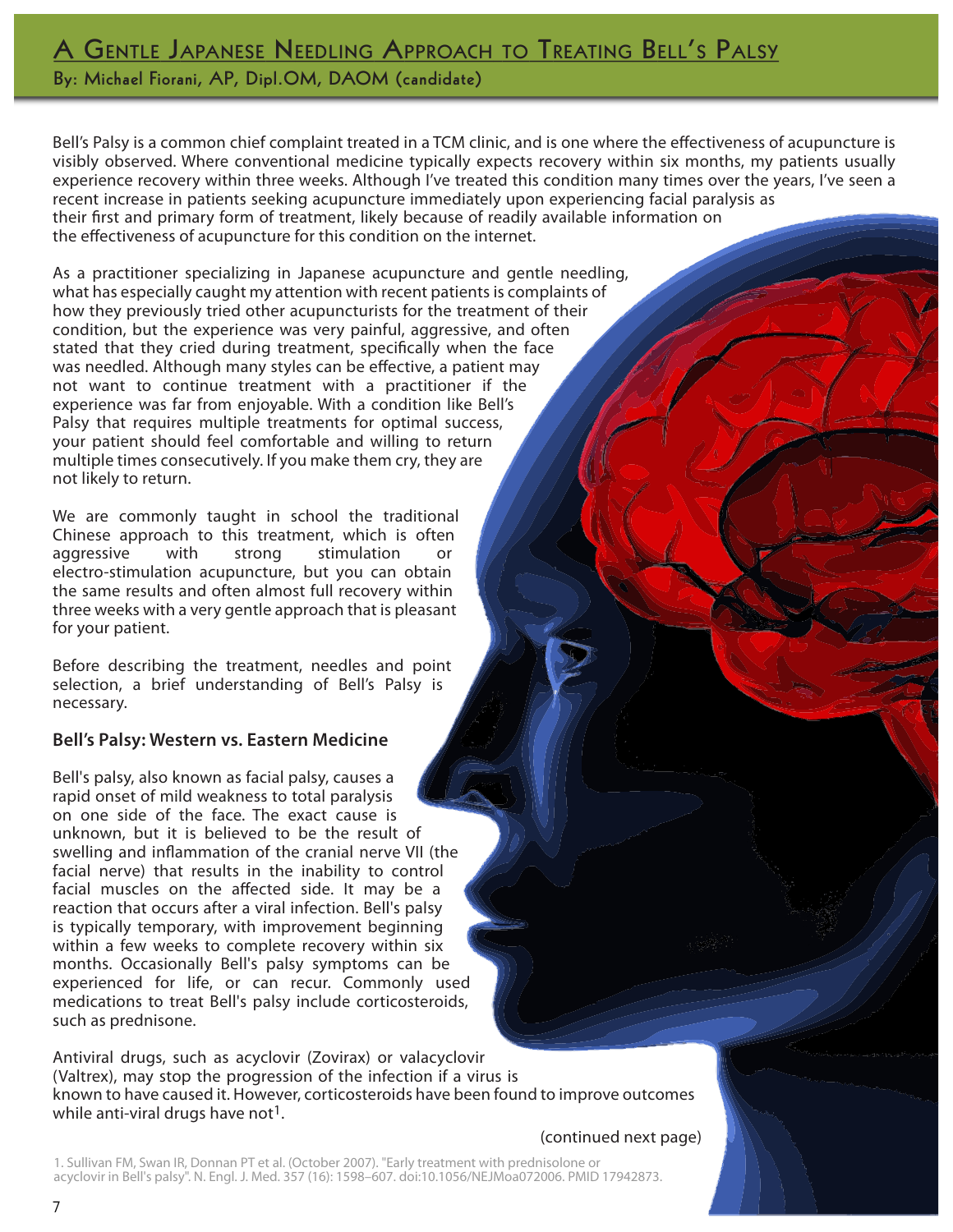# A Gentle Japanese Needling Approach to Treating Bell's Palsy

**By: Michael Fiorani, AP, Dipl.OM, DAOM (candidate)**

Bell's Palsy is a common chief complaint treated in a TCM clinic, and is one where the effectiveness of acupuncture is visibly observed. Where conventional medicine typically expects recovery within six months, my patients usually experience recovery within three weeks. Although I've treated this condition many times over the years, I've seen a recent increase in patients seeking acupuncture immediately upon experiencing facial paralysis as their first and primary form of treatment, likely because of readily available information on the effectiveness of acupuncture for this condition on the internet.

As a practitioner specializing in Japanese acupuncture and gentle needling, what has especially caught my attention with recent patients is complaints of how they previously tried other acupuncturists for the treatment of their condition, but the experience was very painful, aggressive, and often stated that they cried during treatment, specifically when the face was needled. Although many styles can be effective, a patient may not want to continue treatment with a practitioner if the experience was far from enjoyable. With a condition like Bell's Palsy that requires multiple treatments for optimal success, your patient should feel comfortable and willing to return multiple times consecutively. If you make them cry, they are not likely to return.

We are commonly taught in school the traditional Chinese approach to this treatment, which is often aggressive with strong stimulation or electro-stimulation acupuncture, but you can obtain the same results and often almost full recovery within three weeks with a very gentle approach that is pleasant for your patient.

Before describing the treatment, needles and point selection, a brief understanding of Bell's Palsy is necessary.

### Bell's Palsy: Western vs. Eastern Medicine

Bell's palsy, also known as facial palsy, causes a rapid onset of mild weakness to total paralysis on one side of the face. The exact cause is unknown, but it is believed to be the result of swelling and inflammation of the cranial nerve VII (the facial nerve) that results in the inability to control facial muscles on the affected side. It may be a reaction that occurs after a viral infection. Bell's palsy is typically temporary, with improvement beginning within a few weeks to complete recovery within six months. Occasionally Bell's palsy symptoms can be experienced for life, or can recur. Commonly used medications to treat Bell's palsy include corticosteroids, such as prednisone.

Antiviral drugs, such as acyclovir (Zovirax) or valacyclovir (Valtrex), may stop the progression of the infection if a virus is known to have caused it. However, corticosteroids have been found to improve outcomes while anti-viral drugs have not[1].

(continued next page)

1. Sullivan FM, Swan IR, Donnan PT et al. (October 2007). "Early treatment with prednisolone or acyclovir in Bell's palsy". N. Engl. J. Med. 357 (16): 1598–607. doi:10.1056/NEJMoa072006. PMID 17942873.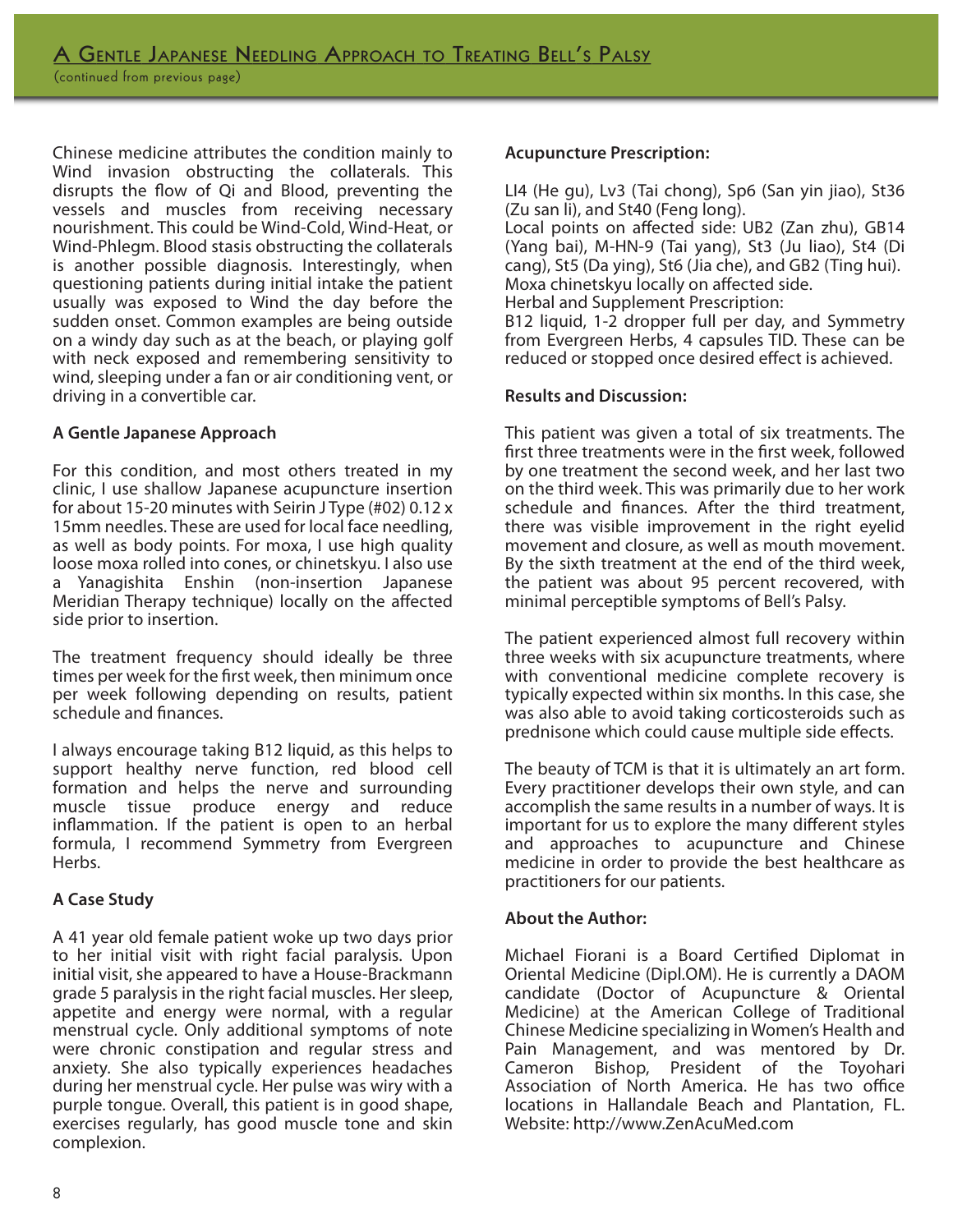Chinese medicine attributes the condition mainly to Wind invasion obstructing the collaterals. This disrupts the flow of Qi and Blood, preventing the vessels and muscles from receiving necessary nourishment. This could be Wind-Cold, Wind-Heat, or Wind-Phlegm. Blood stasis obstructing the collaterals is another possible diagnosis. Interestingly, when questioning patients during initial intake the patient usually was exposed to Wind the day before the sudden onset. Common examples are being outside on a windy day such as at the beach, or playing golf with neck exposed and remembering sensitivity to wind, sleeping under a fan or air conditioning vent, or driving in a convertible car.

**A Gentle Japanese Approach**

For this condition, and most others treated in my clinic, I use shallow Japanese acupuncture insertion for about 15-20 minutes with Seirin J Type (#02) 0.12 x 15mm needles. These are used for local face needling, as well as body points. For moxa, I use high quality loose moxa rolled into cones, or chinetskyu. I also use a Yanagishita Enshin (non-insertion Japanese Meridian Therapy technique) locally on the affected side prior to insertion.

The treatment frequency should ideally be three times per week for the first week, then minimum once per week following depending on results, patient schedule and finances.

I always encourage taking B12 liquid, as this helps to support healthy nerve function, red blood cell formation and helps the nerve and surrounding muscle tissue produce energy and reduce inflammation. If the patient is open to an herbal formula, I recommend Symmetry from Evergreen Herbs.

**A Case Study**

A 41 year old female patient woke up two days prior to her initial visit with right facial paralysis. Upon initial visit, she appeared to have a House-Brackmann grade 5 paralysis in the right facial muscles. Her sleep, appetite and energy were normal, with a regular menstrual cycle. Only additional symptoms of note were chronic constipation and regular stress and anxiety. She also typically experiences headaches during her menstrual cycle. Her pulse was wiry with a purple tongue. Overall, this patient is in good shape, exercises regularly, has good muscle tone and skin complexion.

**Acupuncture Prescription:**

LI4 (He gu), Lv3 (Tai chong), Sp6 (San yin jiao), St36 (Zu san li), and St40 (Feng long).
Local points on affected side: UB2 (Zan zhu), GB14 (Yang bai), M-HN-9 (Tai yang), St3 (Ju liao), St4 (Di cang), St5 (Da ying), St6 (Jia che), and GB2 (Ting hui).
Moxa chinetskyu locally on affected side.
Herbal and Supplement Prescription:
B12 liquid, 1-2 dropper full per day, and Symmetry from Evergreen Herbs, 4 capsules TID. These can be reduced or stopped once desired effect is achieved.

**Results and Discussion:**

This patient was given a total of six treatments. The first three treatments were in the first week, followed by one treatment the second week, and her last two on the third week. This was primarily due to her work schedule and finances. After the third treatment, there was visible improvement in the right eyelid movement and closure, as well as mouth movement. By the sixth treatment at the end of the third week, the patient was about 95 percent recovered, with minimal perceptible symptoms of Bell's Palsy.

The patient experienced almost full recovery within three weeks with six acupuncture treatments, where with conventional medicine complete recovery is typically expected within six months. In this case, she was also able to avoid taking corticosteroids such as prednisone which could cause multiple side effects.

The beauty of TCM is that it is ultimately an art form. Every practitioner develops their own style, and can accomplish the same results in a number of ways. It is important for us to explore the many different styles and approaches to acupuncture and Chinese medicine in order to provide the best healthcare as practitioners for our patients.

**About the Author:**

Michael Fiorani is a Board Certified Diplomat in Oriental Medicine (Dipl.OM). He is currently a DAOM candidate (Doctor of Acupuncture & Oriental Medicine) at the American College of Traditional Chinese Medicine specializing in Women's Health and Pain Management, and was mentored by Dr. Cameron Bishop, President of the Toyohari Association of North America. He has two office locations in Hallandale Beach and Plantation, FL. Website: http://www.ZenAcuMed.com